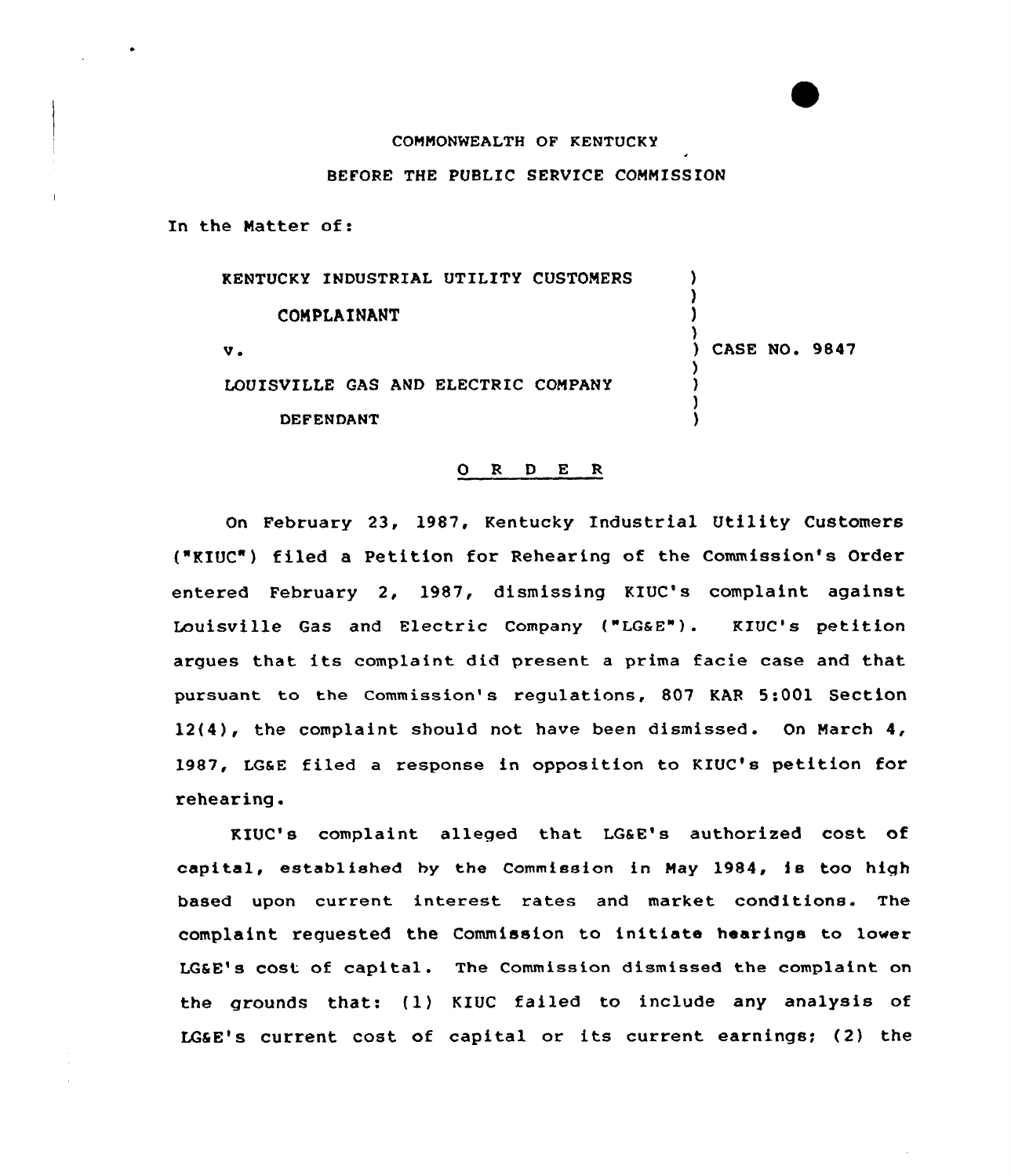COMMONWEALTH OF KENTUCKY

BEFORE THE PUBLIC SERVICE COMMISSION

In the Matter of:

| | | |
|---|---|---|
| KENTUCKY INDUSTRIAL UTILITY CUSTOMERS | ) | |
| COMPLAINANT | ) | |
| v. | ) | CASE NO. 9847 |
| LOUISVILLE GAS AND ELECTRIC COMPANY | ) | |
| DEFENDANT | ) | |

## O R D E R

On February 23, 1987, Kentucky Industrial Utility Customers ("KIUC") filed a Petition for Rehearing of the Commission's Order entered February 2, 1987, dismissing KIUC's complaint against Louisville Gas and Electric Company ("LG&E"). KIUC's petition argues that its complaint did present a prima facie case and that pursuant to the Commission's regulations, 807 KAR 5:001 Section 12(4), the complaint should not have been dismissed. On March 4, 1987, LG&E filed a response in opposition to KIUC's petition for rehearing.

KIUC's complaint alleged that LG&E's authorized cost of capital, established by the Commission in May 1984, is too high based upon current interest rates and market conditions. The complaint requested the Commission to initiate hearings to lower LG&E's cost of capital. The Commission dismissed the complaint on the grounds that: (1) KIUC failed to include any analysis of LG&E's current cost of capital or its current earnings; (2) the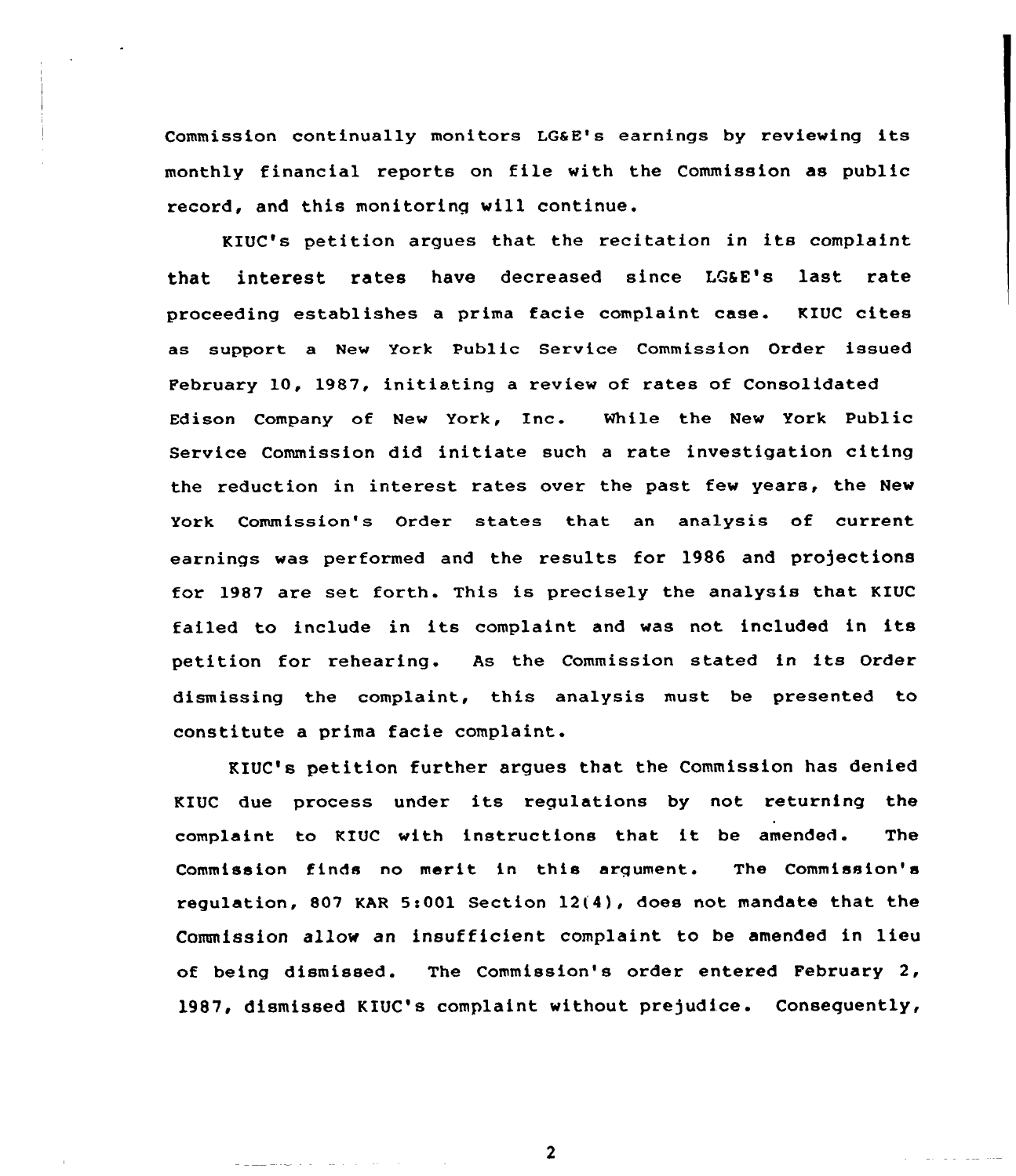Commission continually monitors LG&E's earnings by reviewing its monthly financial reports on file with the Commission as public record, and this monitoring will continue.

KIUC's petition argues that the recitation in its complaint that interest rates have decreased since LG&E's last rate proceeding establishes a prima facie complaint case. KIUC cites as support a New York Public Service Commission Order issued February 10, 1987, initiating a review of rates of Consolidated Edison Company of New York, Inc. While the New York Public Service Commission did initiate such a rate investigation citing the reduction in interest rates over the past few years, the New York Commission's Order states that an analysis of current earnings was performed and the results for 1986 and projections for 1987 are set forth. This is precisely the analysis that KIUC failed to include in its complaint and was not included in its petition for rehearing. As the Commission stated in its Order dismissing the complaint, this analysis must be presented to constitute a prima facie complaint.

KIUC's petition further argues that the Commission has denied KIUC due process under its regulations by not returning the complaint to KIUC with instructions that it be amended. The Commission finds no merit in this argument. The Commission's regulation, 807 KAR 5:001 Section 12(4), does not mandate that the Commission allow an insufficient complaint to be amended in lieu of being dismissed. The Commission's order entered February 2, 1987, dismissed KIUC's complaint without prejudice. Consequently,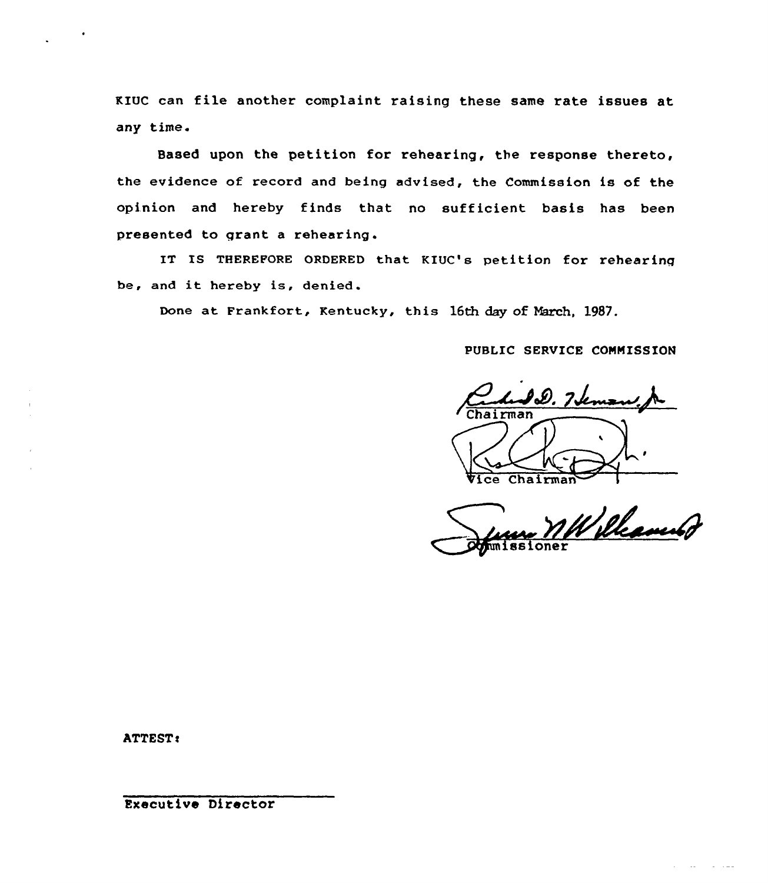KIUC can file another complaint raising these same rate issues at any time.

Based upon the petition for rehearing, the response thereto, the evidence of record and being advised, the Commission is of the opinion and hereby finds that no sufficient basis has been presented to grant a rehearing.

IT IS THEREFORE ORDERED that KIUC's petition for rehearing be, and it hereby is, denied.

Done at Frankfort, Kentucky, this 16th day of March, 1987.

PUBLIC SERVICE COMMISSION

Chairman

Vice Chairman

Commissioner

ATTEST:

Executive Director